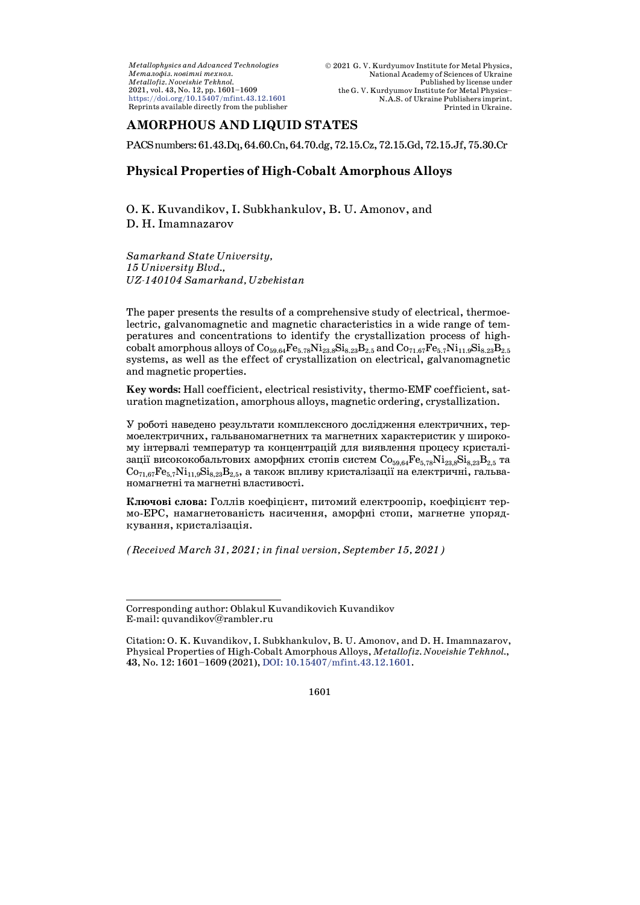## AMORPHOUS AND LIQUID STATES

PACS numbers: 61.43.Dq, 64.60.Cn, 64.70.dg, 72.15.Cz, 72.15.Gd, 72.15.Jf, 75.30.Cr

# Physical Properties of High-Cobalt Amorphous Alloys

O. K. Kuvandikov, I. Subkhankulov, B. U. Amonov, and D. H. Imamnazarov

*Samarkand State University,*
*15 University Blvd.,*
*UZ-140104 Samarkand, Uzbekistan*

The paper presents the results of a comprehensive study of electrical, thermoelectric, galvanomagnetic and magnetic characteristics in a wide range of temperatures and concentrations to identify the crystallization process of high-cobalt amorphous alloys of $Co_{59.64}Fe_{5.78}Ni_{23.8}Si_{8.23}B_{2.5}$ and $Co_{71.67}Fe_{5.7}Ni_{11.9}Si_{8.23}B_{2.5}$ systems, as well as the effect of crystallization on electrical, galvanomagnetic and magnetic properties.

**Key words:** Hall coefficient, electrical resistivity, thermo-EMF coefficient, saturation magnetization, amorphous alloys, magnetic ordering, crystallization.

У роботі наведено результати комплексного дослідження електричних, термоелектричних, гальваномагнетних та магнетних характеристик у широкому інтервалі температур та концентрацій для виявлення процесу кристалізації висококобальтових аморфних стопів систем $Co_{59,64}Fe_{5,78}Ni_{23,8}Si_{8,23}B_{2,5}$ та $Co_{71,67}Fe_{5,7}Ni_{11,9}Si_{8,23}B_{2,5}$, а також впливу кристалізації на електричні, гальваномагнетні та магнетні властивості.

**Ключові слова:** Голлів коефіцієнт, питомий електроопір, коефіцієнт термо-ЕРС, намагнетованість насичення, аморфні стопи, магнетне упорядкування, кристалізація.

*(Received March 31, 2021; in final version, September 15, 2021)*

Corresponding author: Oblakul Kuvandikovich Kuvandikov
E-mail: quvandikov@rambler.ru

Citation: O. K. Kuvandikov, I. Subkhankulov, B. U. Amonov, and D. H. Imamnazarov, Physical Properties of High-Cobalt Amorphous Alloys, *Metallofiz. Noveishie Tekhnol.*, **43**, No. 12: 1601–1609 (2021), DOI: 10.15407/mfint.43.12.1601.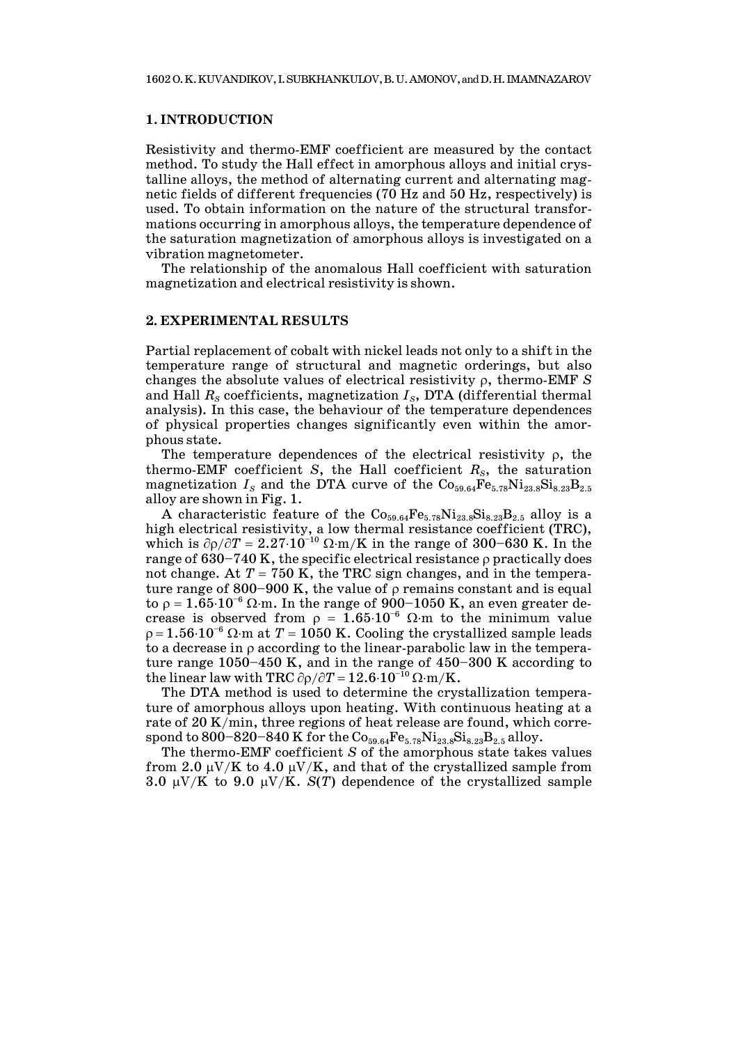## 1. INTRODUCTION

Resistivity and thermo-EMF coefficient are measured by the contact method. To study the Hall effect in amorphous alloys and initial crystalline alloys, the method of alternating current and alternating magnetic fields of different frequencies (70 Hz and 50 Hz, respectively) is used. To obtain information on the nature of the structural transformations occurring in amorphous alloys, the temperature dependence of the saturation magnetization of amorphous alloys is investigated on a vibration magnetometer.

The relationship of the anomalous Hall coefficient with saturation magnetization and electrical resistivity is shown.

## 2. EXPERIMENTAL RESULTS

Partial replacement of cobalt with nickel leads not only to a shift in the temperature range of structural and magnetic orderings, but also changes the absolute values of electrical resistivity ρ, thermo-EMF $S$ and Hall $R_S$ coefficients, magnetization $I_S$, DTA (differential thermal analysis). In this case, the behaviour of the temperature dependences of physical properties changes significantly even within the amorphous state.

The temperature dependences of the electrical resistivity ρ, the thermo-EMF coefficient $S$, the Hall coefficient $R_S$, the saturation magnetization $I_S$ and the DTA curve of the $Co_{59.64}Fe_{5.78}Ni_{23.8}Si_{8.23}B_{2.5}$ alloy are shown in Fig. 1.

A characteristic feature of the $Co_{59.64}Fe_{5.78}Ni_{23.8}Si_{8.23}B_{2.5}$ alloy is a high electrical resistivity, a low thermal resistance coefficient (TRC), which is $\partial\rho/\partial T = 2.27\cdot10^{-10}$ Ω·m/K in the range of 300–630 K. In the range of 630–740 K, the specific electrical resistance ρ practically does not change. At $T = 750$ K, the TRC sign changes, and in the temperature range of 800–900 K, the value of ρ remains constant and is equal to $\rho = 1.65\cdot10^{-6}$ Ω·m. In the range of 900–1050 K, an even greater decrease is observed from $\rho = 1.65\cdot10^{-6}$ Ω·m to the minimum value $\rho = 1.56\cdot10^{-6}$ Ω·m at $T = 1050$ K. Cooling the crystallized sample leads to a decrease in ρ according to the linear-parabolic law in the temperature range 1050–450 K, and in the range of 450–300 K according to the linear law with TRC $\partial\rho/\partial T = 12.6\cdot10^{-10}$ Ω·m/K.

The DTA method is used to determine the crystallization temperature of amorphous alloys upon heating. With continuous heating at a rate of 20 K/min, three regions of heat release are found, which correspond to 800–820–840 K for the $Co_{59.64}Fe_{5.78}Ni_{23.8}Si_{8.23}B_{2.5}$ alloy.

The thermo-EMF coefficient $S$ of the amorphous state takes values from 2.0 μV/K to 4.0 μV/K, and that of the crystallized sample from 3.0 μV/K to 9.0 μV/K. $S(T)$ dependence of the crystallized sample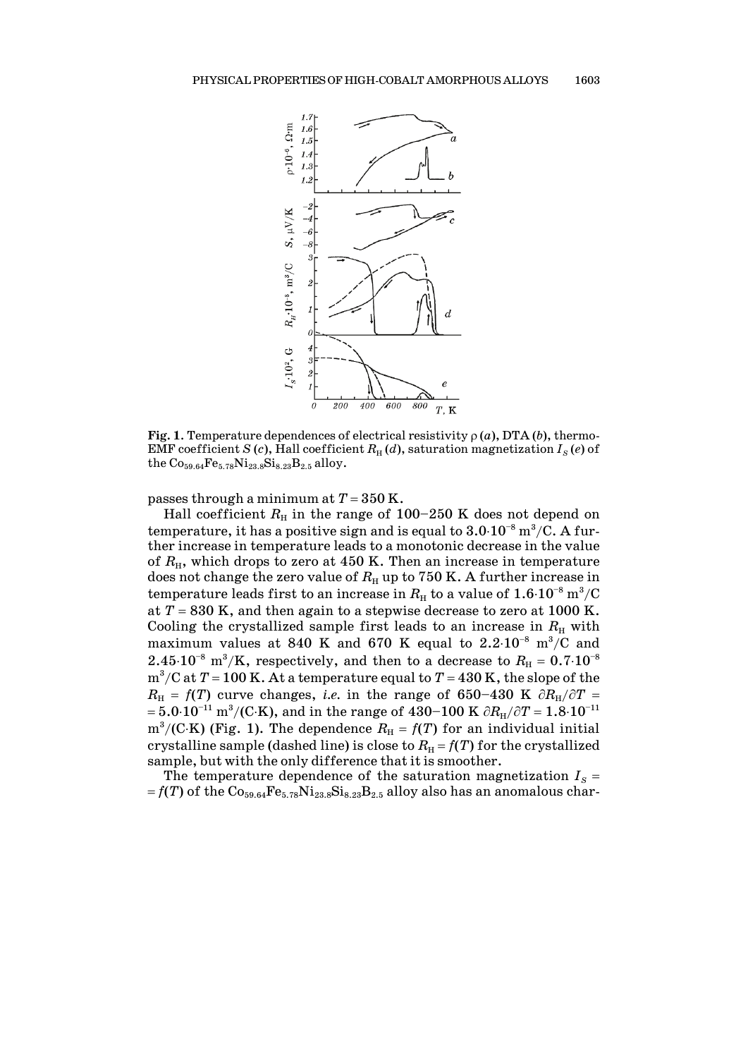**Fig. 1.** Temperature dependences of electrical resistivity ρ (*a*), DTA (*b*), thermo-EMF coefficient $S$ (*c*), Hall coefficient $R_H$ (*d*), saturation magnetization $I_S$ (*e*) of the $Co_{59.64}Fe_{5.78}Ni_{23.8}Si_{8.23}B_{2.5}$ alloy.

passes through a minimum at $T = 350$ K.

Hall coefficient $R_H$ in the range of 100–250 K does not depend on temperature, it has a positive sign and is equal to $3.0\cdot10^{-8}$ m$^3$/C. A further increase in temperature leads to a monotonic decrease in the value of $R_H$, which drops to zero at 450 K. Then an increase in temperature does not change the zero value of $R_H$ up to 750 K. A further increase in temperature leads first to an increase in $R_H$ to a value of $1.6\cdot10^{-8}$ m$^3$/C at $T = 830$ K, and then again to a stepwise decrease to zero at 1000 K. Cooling the crystallized sample first leads to an increase in $R_H$ with maximum values at 840 K and 670 K equal to $2.2\cdot10^{-8}$ m$^3$/C and $2.45\cdot10^{-8}$ m$^3$/K, respectively, and then to a decrease to $R_H = 0.7\cdot10^{-8}$ m$^3$/C at $T = 100$ K. At a temperature equal to $T = 430$ K, the slope of the $R_H = f(T)$ curve changes, *i.e.* in the range of 650–430 K $\partial R_H/\partial T = 5.0\cdot10^{-11}$ m$^3$/(C·K), and in the range of 430–100 K $\partial R_H/\partial T = 1.8\cdot10^{-11}$ m$^3$/(C·K) (Fig. 1). The dependence $R_H = f(T)$ for an individual initial crystalline sample (dashed line) is close to $R_H = f(T)$ for the crystallized sample, but with the only difference that it is smoother.

The temperature dependence of the saturation magnetization $I_S = f(T)$ of the $Co_{59.64}Fe_{5.78}Ni_{23.8}Si_{8.23}B_{2.5}$ alloy also has an anomalous char-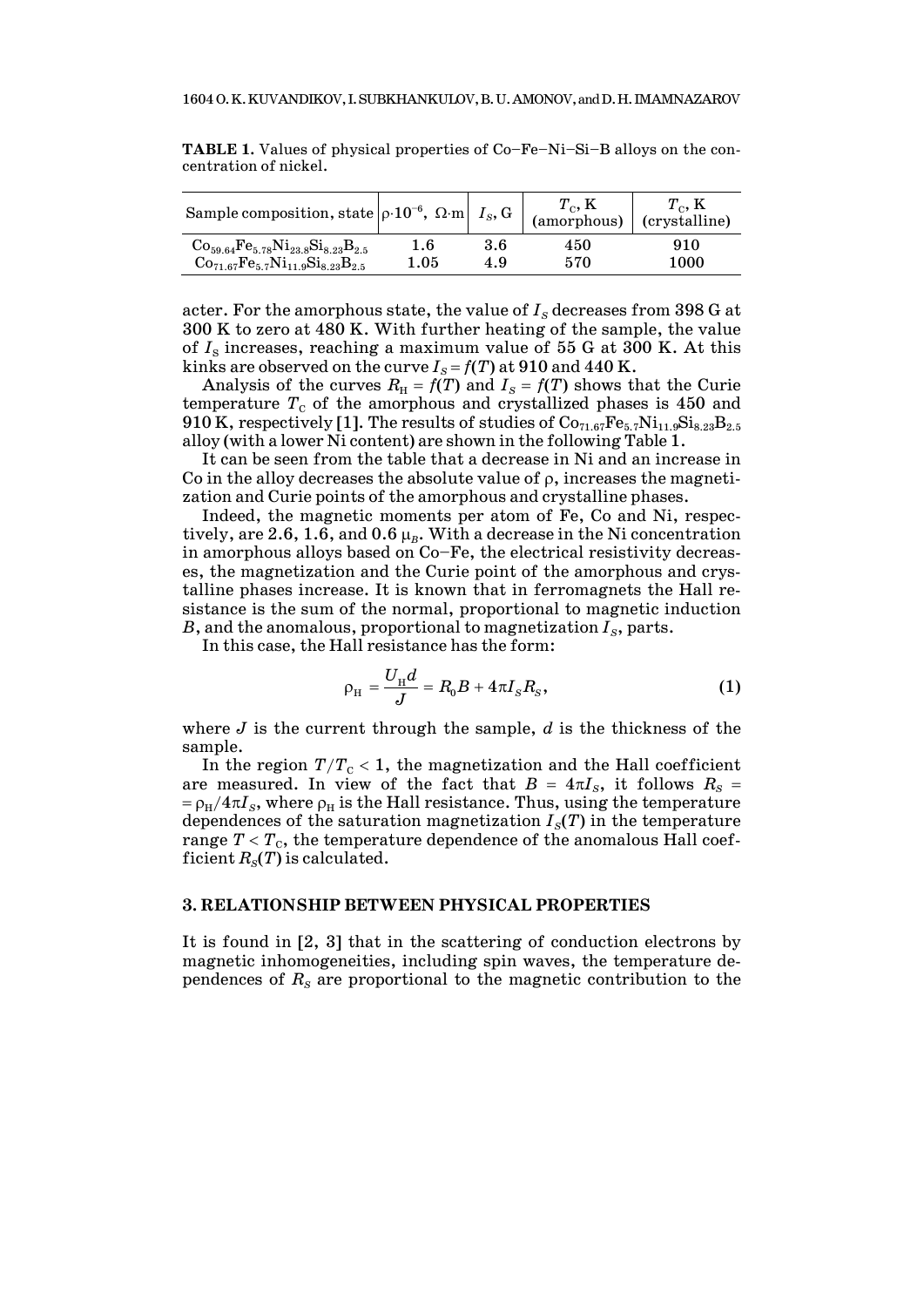**TABLE 1.** Values of physical properties of Co–Fe–Ni–Si–B alloys on the concentration of nickel.

| Sample composition, state | $\rho\cdot 10^{-6}$, $\Omega\cdot$m | $I_S$, G | $T_C$, K (amorphous) | $T_C$, K (crystalline) |
|---|---|---|---|---|
| $Co_{59.64}Fe_{5.78}Ni_{23.8}Si_{8.23}B_{2.5}$ | 1.6 | 3.6 | 450 | 910 |
| $Co_{71.67}Fe_{5.7}Ni_{11.9}Si_{8.23}B_{2.5}$ | 1.05 | 4.9 | 570 | 1000 |

acter. For the amorphous state, the value of $I_S$ decreases from 398 G at 300 K to zero at 480 K. With further heating of the sample, the value of $I_S$ increases, reaching a maximum value of 55 G at 300 K. At this kinks are observed on the curve $I_S = f(T)$ at 910 and 440 K.

Analysis of the curves $R_H = f(T)$ and $I_S = f(T)$ shows that the Curie temperature $T_C$ of the amorphous and crystallized phases is 450 and 910 K, respectively [1]. The results of studies of $Co_{71.67}Fe_{5.7}Ni_{11.9}Si_{8.23}B_{2.5}$ alloy (with a lower Ni content) are shown in the following Table 1.

It can be seen from the table that a decrease in Ni and an increase in Co in the alloy decreases the absolute value of $\rho$, increases the magnetization and Curie points of the amorphous and crystalline phases.

Indeed, the magnetic moments per atom of Fe, Co and Ni, respectively, are 2.6, 1.6, and 0.6 $\mu_B$. With a decrease in the Ni concentration in amorphous alloys based on Co–Fe, the electrical resistivity decreases, the magnetization and the Curie point of the amorphous and crystalline phases increase. It is known that in ferromagnets the Hall resistance is the sum of the normal, proportional to magnetic induction $B$, and the anomalous, proportional to magnetization $I_S$, parts.

In this case, the Hall resistance has the form:

$$\rho_H = \frac{U_H d}{J} = R_0 B + 4\pi I_S R_S, \tag{1}$$

where $J$ is the current through the sample, $d$ is the thickness of the sample.

In the region $T/T_C < 1$, the magnetization and the Hall coefficient are measured. In view of the fact that $B = 4\pi I_S$, it follows $R_S = \rho_H / 4\pi I_S$, where $\rho_H$ is the Hall resistance. Thus, using the temperature dependences of the saturation magnetization $I_S(T)$ in the temperature range $T < T_C$, the temperature dependence of the anomalous Hall coefficient $R_S(T)$ is calculated.

## 3. RELATIONSHIP BETWEEN PHYSICAL PROPERTIES

It is found in [2, 3] that in the scattering of conduction electrons by magnetic inhomogeneities, including spin waves, the temperature dependences of $R_S$ are proportional to the magnetic contribution to the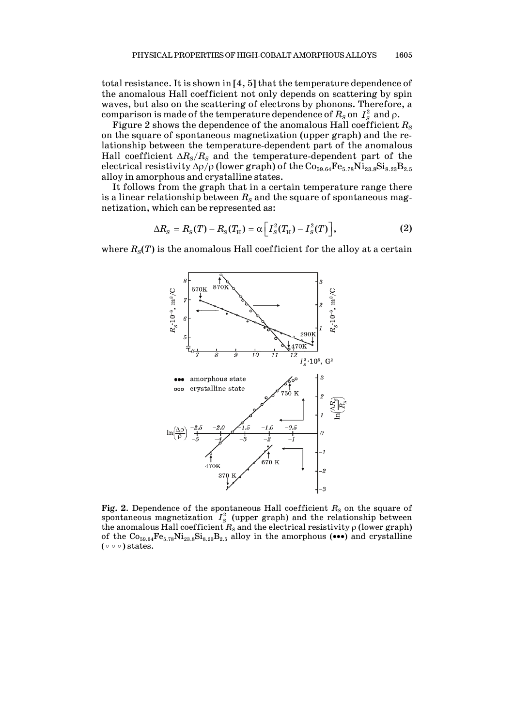total resistance. It is shown in [4, 5] that the temperature dependence of the anomalous Hall coefficient not only depends on scattering by spin waves, but also on the scattering of electrons by phonons. Therefore, a comparison is made of the temperature dependence of $R_S$ on $I_S^2$ and $\rho$.

Figure 2 shows the dependence of the anomalous Hall coefficient $R_S$ on the square of spontaneous magnetization (upper graph) and the relationship between the temperature-dependent part of the anomalous Hall coefficient $\Delta R_S/R_S$ and the temperature-dependent part of the electrical resistivity $\Delta\rho/\rho$ (lower graph) of the $Co_{59.64}Fe_{5.78}Ni_{23.8}Si_{8.23}B_{2.5}$ alloy in amorphous and crystalline states.

It follows from the graph that in a certain temperature range there is a linear relationship between $R_S$ and the square of spontaneous magnetization, which can be represented as:

$$\Delta R_S = R_S(T) - R_S(T_{\mathrm{H}}) = \alpha\left[I_S^2(T_{\mathrm{H}}) - I_S^2(T)\right], \tag{2}$$

where $R_S(T)$ is the anomalous Hall coefficient for the alloy at a certain

**Fig. 2.** Dependence of the spontaneous Hall coefficient $R_S$ on the square of spontaneous magnetization $I_S^2$ (upper graph) and the relationship between the anomalous Hall coefficient $R_S$ and the electrical resistivity $\rho$ (lower graph) of the $Co_{59.64}Fe_{5.78}Ni_{23.8}Si_{8.23}B_{2.5}$ alloy in the amorphous (•••) and crystalline (∘∘∘) states.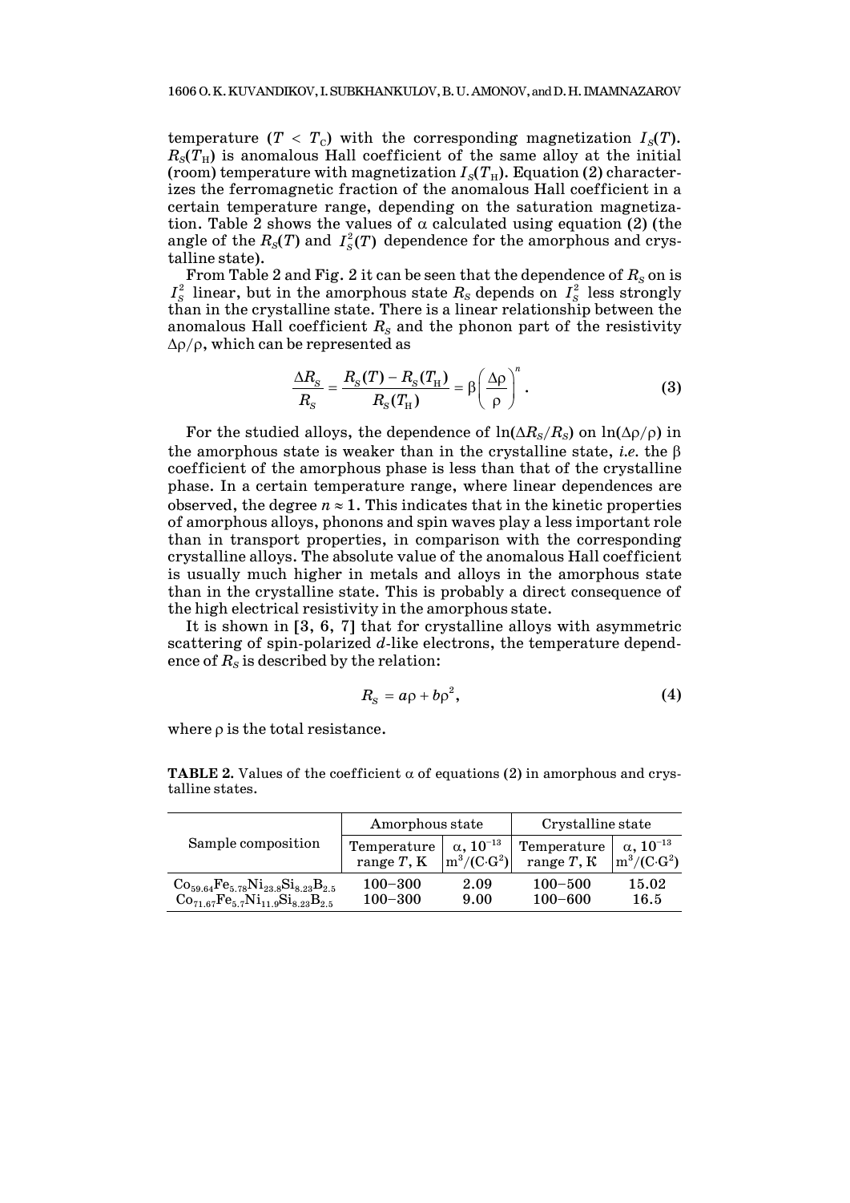temperature ($T < T_C$) with the corresponding magnetization $I_S(T)$. $R_S(T_H)$ is anomalous Hall coefficient of the same alloy at the initial (room) temperature with magnetization $I_S(T_H)$. Equation (2) characterizes the ferromagnetic fraction of the anomalous Hall coefficient in a certain temperature range, depending on the saturation magnetization. Table 2 shows the values of α calculated using equation (2) (the angle of the $R_S(T)$ and $I_S^2(T)$ dependence for the amorphous and crystalline state).

From Table 2 and Fig. 2 it can be seen that the dependence of $R_S$ on is $I_S^2$ linear, but in the amorphous state $R_S$ depends on $I_S^2$ less strongly than in the crystalline state. There is a linear relationship between the anomalous Hall coefficient $R_S$ and the phonon part of the resistivity $\Delta\rho/\rho$, which can be represented as

$$\frac{\Delta R_S}{R_S} = \frac{R_S(T) - R_S(T_H)}{R_S(T_H)} = \beta\left(\frac{\Delta\rho}{\rho}\right)^n. \quad (3)$$

For the studied alloys, the dependence of $\ln(\Delta R_S/R_S)$ on $\ln(\Delta\rho/\rho)$ in the amorphous state is weaker than in the crystalline state, *i.e.* the β coefficient of the amorphous phase is less than that of the crystalline phase. In a certain temperature range, where linear dependences are observed, the degree $n \approx 1$. This indicates that in the kinetic properties of amorphous alloys, phonons and spin waves play a less important role than in transport properties, in comparison with the corresponding crystalline alloys. The absolute value of the anomalous Hall coefficient is usually much higher in metals and alloys in the amorphous state than in the crystalline state. This is probably a direct consequence of the high electrical resistivity in the amorphous state.

It is shown in [3, 6, 7] that for crystalline alloys with asymmetric scattering of spin-polarized *d*-like electrons, the temperature dependence of $R_S$ is described by the relation:

$$R_S = a\rho + b\rho^2, \quad (4)$$

where ρ is the total resistance.

**TABLE 2.** Values of the coefficient α of equations (2) in amorphous and crystalline states.

| Sample composition | Amorphous state | | Crystalline state | |
|---|---|---|---|---|
| | Temperature range $T$, K | α, $10^{-13}$ $m^3/(C\cdot G^2)$ | Temperature range $T$, K | α, $10^{-13}$ $m^3/(C\cdot G^2)$ |
| $Co_{59.64}Fe_{5.78}Ni_{23.8}Si_{8.23}B_{2.5}$ | 100–300 | 2.09 | 100–500 | 15.02 |
| $Co_{71.67}Fe_{5.7}Ni_{11.9}Si_{8.23}B_{2.5}$ | 100–300 | 9.00 | 100–600 | 16.5 |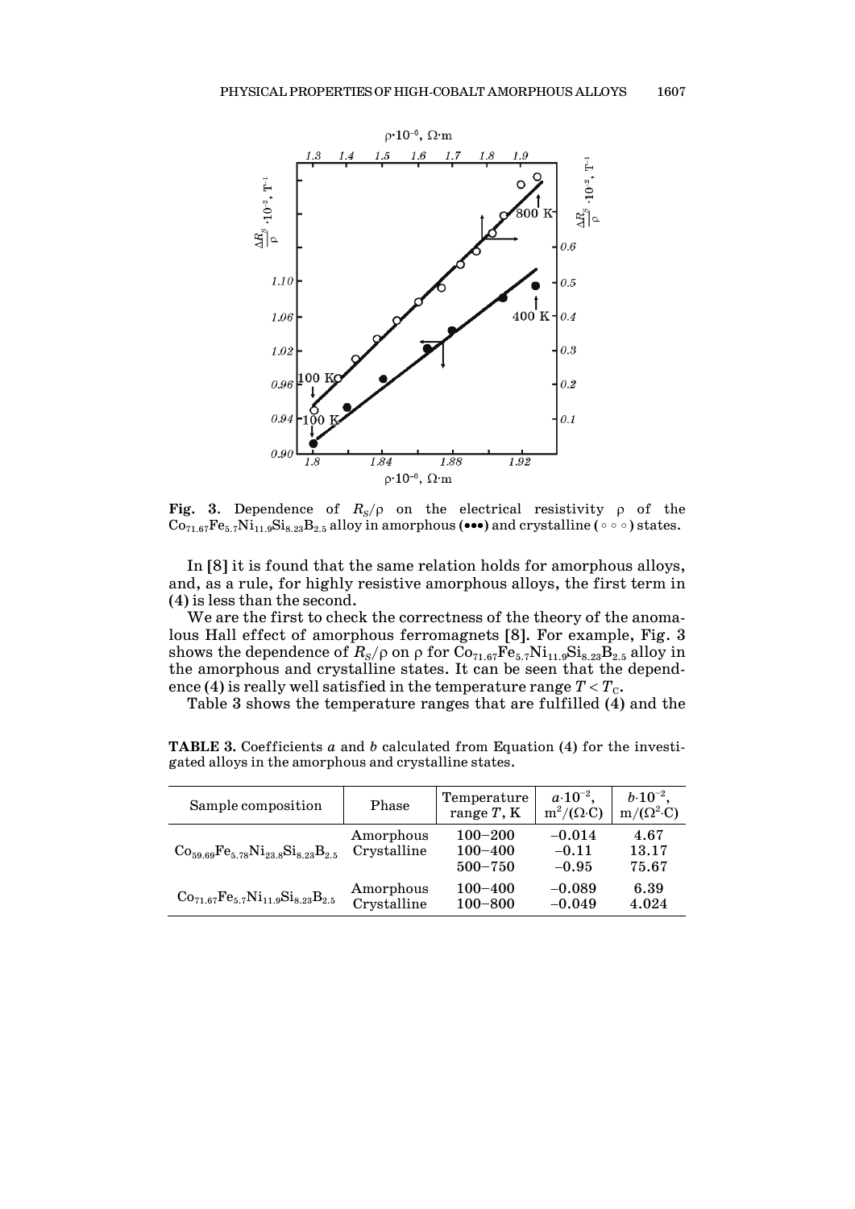**Fig. 3.** Dependence of $R_S/\rho$ on the electrical resistivity $\rho$ of the $Co_{71.67}Fe_{5.7}Ni_{11.9}Si_{8.23}B_{2.5}$ alloy in amorphous (•••) and crystalline (∘∘∘) states.

In [8] it is found that the same relation holds for amorphous alloys, and, as a rule, for highly resistive amorphous alloys, the first term in (4) is less than the second.

We are the first to check the correctness of the theory of the anomalous Hall effect of amorphous ferromagnets [8]. For example, Fig. 3 shows the dependence of $R_S/\rho$ on $\rho$ for $Co_{71.67}Fe_{5.7}Ni_{11.9}Si_{8.23}B_{2.5}$ alloy in the amorphous and crystalline states. It can be seen that the dependence (4) is really well satisfied in the temperature range $T < T_C$.

Table 3 shows the temperature ranges that are fulfilled (4) and the

**TABLE 3.** Coefficients $a$ and $b$ calculated from Equation (4) for the investigated alloys in the amorphous and crystalline states.

| Sample composition | Phase | Temperature range $T$, K | $a \cdot 10^{-2}$, $m^2/(\Omega \cdot C)$ | $b \cdot 10^{-2}$, $m/(\Omega^2 \cdot C)$ |
|---|---|---|---|---|
| $Co_{59.69}Fe_{5.78}Ni_{23.8}Si_{8.23}B_{2.5}$ | Amorphous | 100–200 | −0.014 | 4.67 |
| | Crystalline | 100–400 | −0.11 | 13.17 |
| | | 500–750 | −0.95 | 75.67 |
| $Co_{71.67}Fe_{5.7}Ni_{11.9}Si_{8.23}B_{2.5}$ | Amorphous | 100–400 | −0.089 | 6.39 |
| | Crystalline | 100–800 | −0.049 | 4.024 |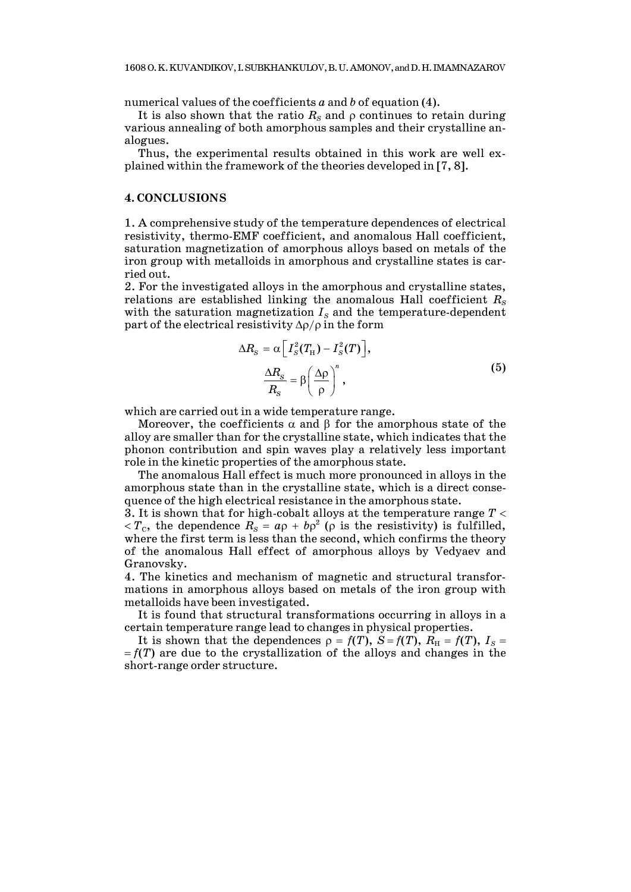numerical values of the coefficients $a$ and $b$ of equation (4).

It is also shown that the ratio $R_S$ and $\rho$ continues to retain during various annealing of both amorphous samples and their crystalline analogues.

Thus, the experimental results obtained in this work are well explained within the framework of the theories developed in [7, 8].

## 4. CONCLUSIONS

1. A comprehensive study of the temperature dependences of electrical resistivity, thermo-EMF coefficient, and anomalous Hall coefficient, saturation magnetization of amorphous alloys based on metals of the iron group with metalloids in amorphous and crystalline states is carried out.

2. For the investigated alloys in the amorphous and crystalline states, relations are established linking the anomalous Hall coefficient $R_S$ with the saturation magnetization $I_S$ and the temperature-dependent part of the electrical resistivity $\Delta\rho/\rho$ in the form

$$\Delta R_S = \alpha\left[I_S^2(T_{\text{H}}) - I_S^2(T)\right],$$
$$\frac{\Delta R_S}{R_S} = \beta\left(\frac{\Delta\rho}{\rho}\right)^n, \tag{5}$$

which are carried out in a wide temperature range.

Moreover, the coefficients $\alpha$ and $\beta$ for the amorphous state of the alloy are smaller than for the crystalline state, which indicates that the phonon contribution and spin waves play a relatively less important role in the kinetic properties of the amorphous state.

The anomalous Hall effect is much more pronounced in alloys in the amorphous state than in the crystalline state, which is a direct consequence of the high electrical resistance in the amorphous state.

3. It is shown that for high-cobalt alloys at the temperature range $T < T_{\text{C}}$, the dependence $R_S = a\rho + b\rho^2$ ($\rho$ is the resistivity) is fulfilled, where the first term is less than the second, which confirms the theory of the anomalous Hall effect of amorphous alloys by Vedyaev and Granovsky.

4. The kinetics and mechanism of magnetic and structural transformations in amorphous alloys based on metals of the iron group with metalloids have been investigated.

It is found that structural transformations occurring in alloys in a certain temperature range lead to changes in physical properties.

It is shown that the dependences $\rho = f(T)$, $S = f(T)$, $R_{\text{H}} = f(T)$, $I_S = f(T)$ are due to the crystallization of the alloys and changes in the short-range order structure.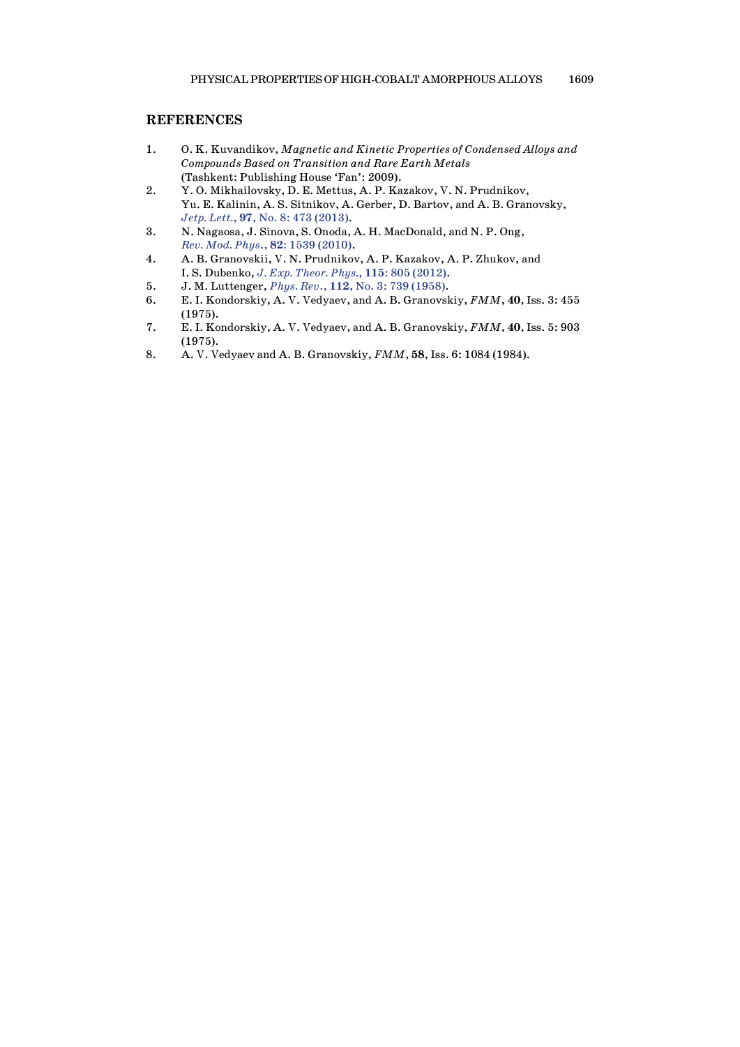## REFERENCES

1. O. K. Kuvandikov, *Magnetic and Kinetic Properties of Condensed Alloys and Compounds Based on Transition and Rare Earth Metals* (Tashkent: Publishing House 'Fan': 2009).
2. Y. O. Mikhailovsky, D. E. Mettus, A. P. Kazakov, V. N. Prudnikov, Yu. E. Kalinin, A. S. Sitnikov, A. Gerber, D. Bartov, and A. B. Granovsky, *Jetp. Lett.*, **97**, No. 8: 473 (2013).
3. N. Nagaosa, J. Sinova, S. Onoda, A. H. MacDonald, and N. P. Ong, *Rev. Mod. Phys.*, **82**: 1539 (2010).
4. A. B. Granovskii, V. N. Prudnikov, A. P. Kazakov, A. P. Zhukov, and I. S. Dubenko, *J. Exp. Theor. Phys.*, **115**: 805 (2012).
5. J. M. Luttenger, *Phys. Rev.*, **112**, No. 3: 739 (1958).
6. E. I. Kondorskiy, A. V. Vedyaev, and A. B. Granovskiy, *FMM*, **40**, Iss. 3: 455 (1975).
7. E. I. Kondorskiy, A. V. Vedyaev, and A. B. Granovskiy, *FMM*, **40**, Iss. 5: 903 (1975).
8. A. V. Vedyaev and A. B. Granovskiy, *FMM*, **58**, Iss. 6: 1084 (1984).